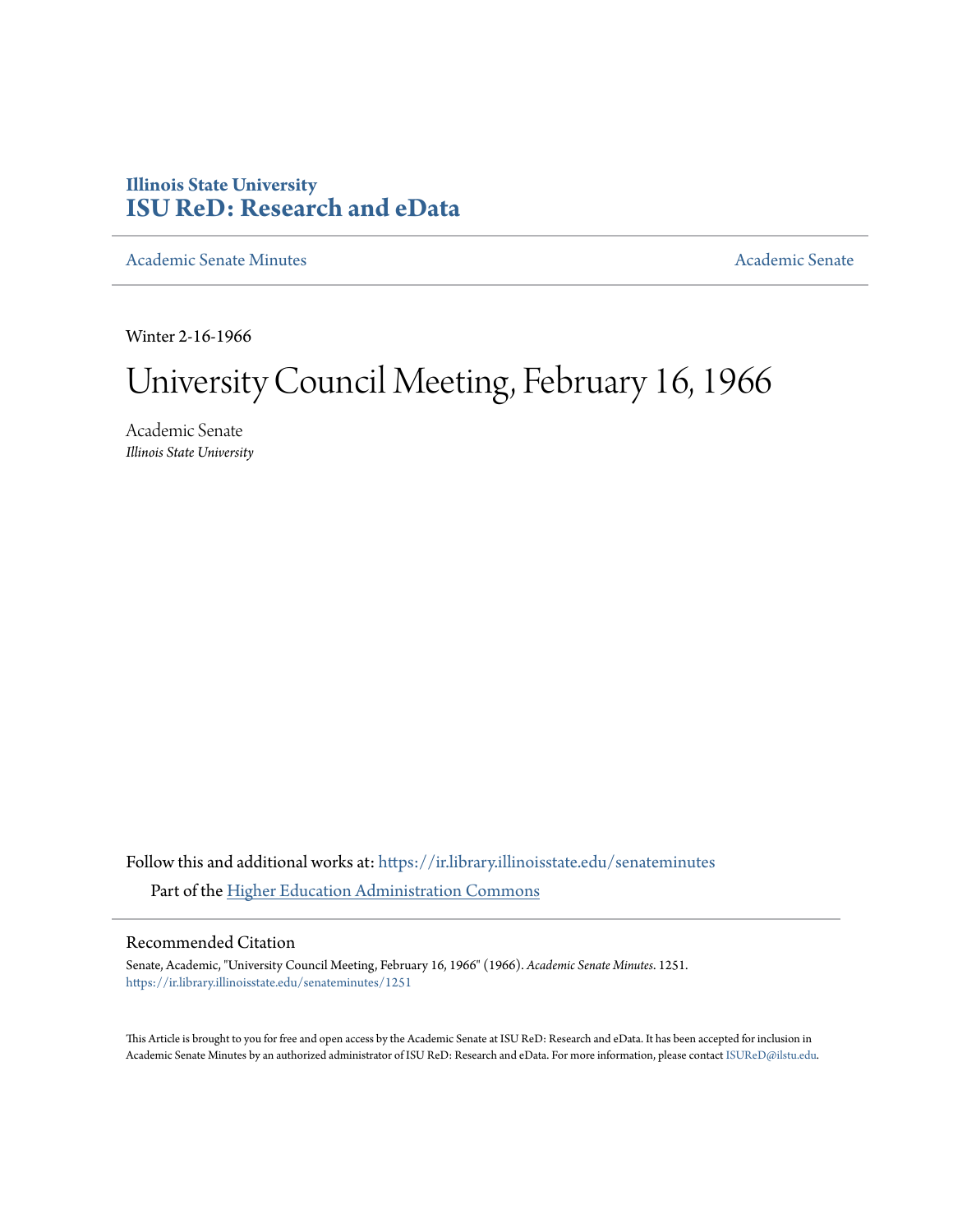Illinois State University
# ISU ReD: Research and eData

Academic Senate Minutes

Academic Senate

Winter 2-16-1966

# University Council Meeting, February 16, 1966

Academic Senate
*Illinois State University*

Follow this and additional works at: https://ir.library.illinoisstate.edu/senateminutes

Part of the Higher Education Administration Commons

## Recommended Citation

Senate, Academic, "University Council Meeting, February 16, 1966" (1966). *Academic Senate Minutes*. 1251.
https://ir.library.illinoisstate.edu/senateminutes/1251

This Article is brought to you for free and open access by the Academic Senate at ISU ReD: Research and eData. It has been accepted for inclusion in Academic Senate Minutes by an authorized administrator of ISU ReD: Research and eData. For more information, please contact ISUReD@ilstu.edu.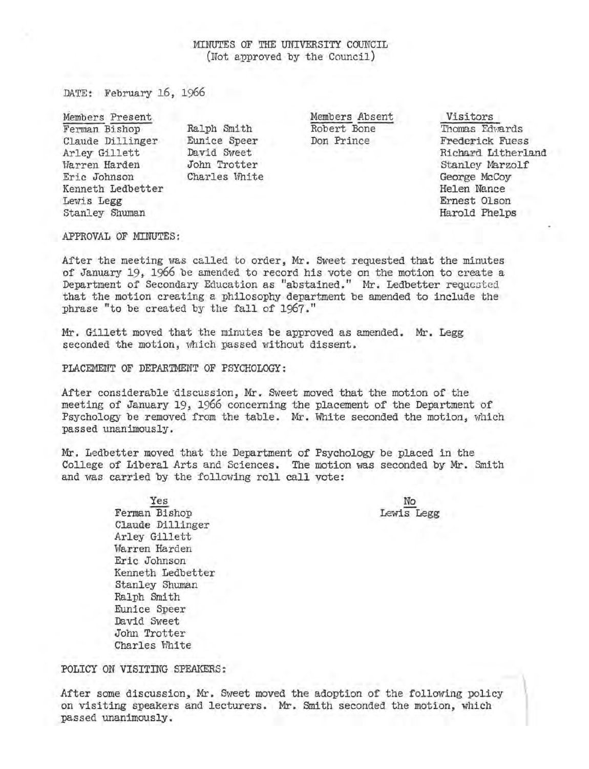MINUTES OF THE UNIVERSITY COUNCIL
(Not approved by the Council)

DATE: February 16, 1966

| Members Present | | Members Absent | Visitors |
|---|---|---|---|
| Ferman Bishop | Ralph Smith | Robert Bone | Thomas Edwards |
| Claude Dillinger | Eunice Speer | Don Prince | Frederick Fuess |
| Arley Gillett | David Sweet | | Richard Litherland |
| Warren Harden | John Trotter | | Stanley Marzolf |
| Eric Johnson | Charles White | | George McCoy |
| Kenneth Ledbetter | | | Helen Nance |
| Lewis Legg | | | Ernest Olson |
| Stanley Shuman | | | Harold Phelps |

APPROVAL OF MINUTES:

After the meeting was called to order, Mr. Sweet requested that the minutes of January 19, 1966 be amended to record his vote on the motion to create a Department of Secondary Education as "abstained." Mr. Ledbetter requested that the motion creating a philosophy department be amended to include the phrase "to be created by the fall of 1967."

Mr. Gillett moved that the minutes be approved as amended. Mr. Legg seconded the motion, which passed without dissent.

PLACEMENT OF DEPARTMENT OF PSYCHOLOGY:

After considerable discussion, Mr. Sweet moved that the motion of the meeting of January 19, 1966 concerning the placement of the Department of Psychology be removed from the table. Mr. White seconded the motion, which passed unanimously.

Mr. Ledbetter moved that the Department of Psychology be placed in the College of Liberal Arts and Sciences. The motion was seconded by Mr. Smith and was carried by the following roll call vote:

| Yes | No |
|---|---|
| Ferman Bishop | Lewis Legg |
| Claude Dillinger | |
| Arley Gillett | |
| Warren Harden | |
| Eric Johnson | |
| Kenneth Ledbetter | |
| Stanley Shuman | |
| Ralph Smith | |
| Eunice Speer | |
| David Sweet | |
| John Trotter | |
| Charles White | |

POLICY ON VISITING SPEAKERS:

After some discussion, Mr. Sweet moved the adoption of the following policy on visiting speakers and lecturers. Mr. Smith seconded the motion, which passed unanimously.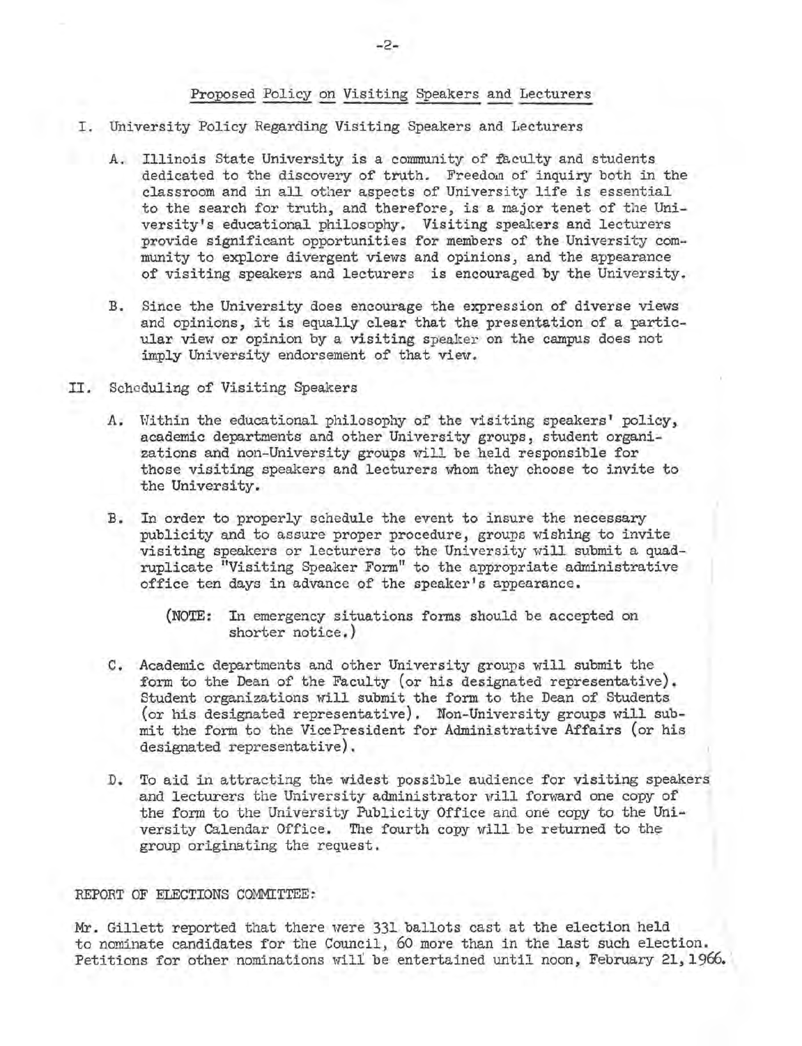## Proposed Policy on Visiting Speakers and Lecturers

I. University Policy Regarding Visiting Speakers and Lecturers

A. Illinois State University is a community of faculty and students dedicated to the discovery of truth. Freedom of inquiry both in the classroom and in all other aspects of University life is essential to the search for truth, and therefore, is a major tenet of the University's educational philosophy. Visiting speakers and lecturers provide significant opportunities for members of the University community to explore divergent views and opinions, and the appearance of visiting speakers and lecturers is encouraged by the University.

B. Since the University does encourage the expression of diverse views and opinions, it is equally clear that the presentation of a particular view or opinion by a visiting speaker on the campus does not imply University endorsement of that view.

II. Scheduling of Visiting Speakers

A. Within the educational philosophy of the visiting speakers' policy, academic departments and other University groups, student organizations and non-University groups will be held responsible for those visiting speakers and lecturers whom they choose to invite to the University.

B. In order to properly schedule the event to insure the necessary publicity and to assure proper procedure, groups wishing to invite visiting speakers or lecturers to the University will submit a quadruplicate "Visiting Speaker Form" to the appropriate administrative office ten days in advance of the speaker's appearance.

(NOTE: In emergency situations forms should be accepted on shorter notice.)

C. Academic departments and other University groups will submit the form to the Dean of the Faculty (or his designated representative). Student organizations will submit the form to the Dean of Students (or his designated representative). Non-University groups will submit the form to the VicePresident for Administrative Affairs (or his designated representative).

D. To aid in attracting the widest possible audience for visiting speakers and lecturers the University administrator will forward one copy of the form to the University Publicity Office and one copy to the University Calendar Office. The fourth copy will be returned to the group originating the request.

REPORT OF ELECTIONS COMMITTEE:

Mr. Gillett reported that there were 331 ballots cast at the election held to nominate candidates for the Council, 60 more than in the last such election. Petitions for other nominations will be entertained until noon, February 21, 1966.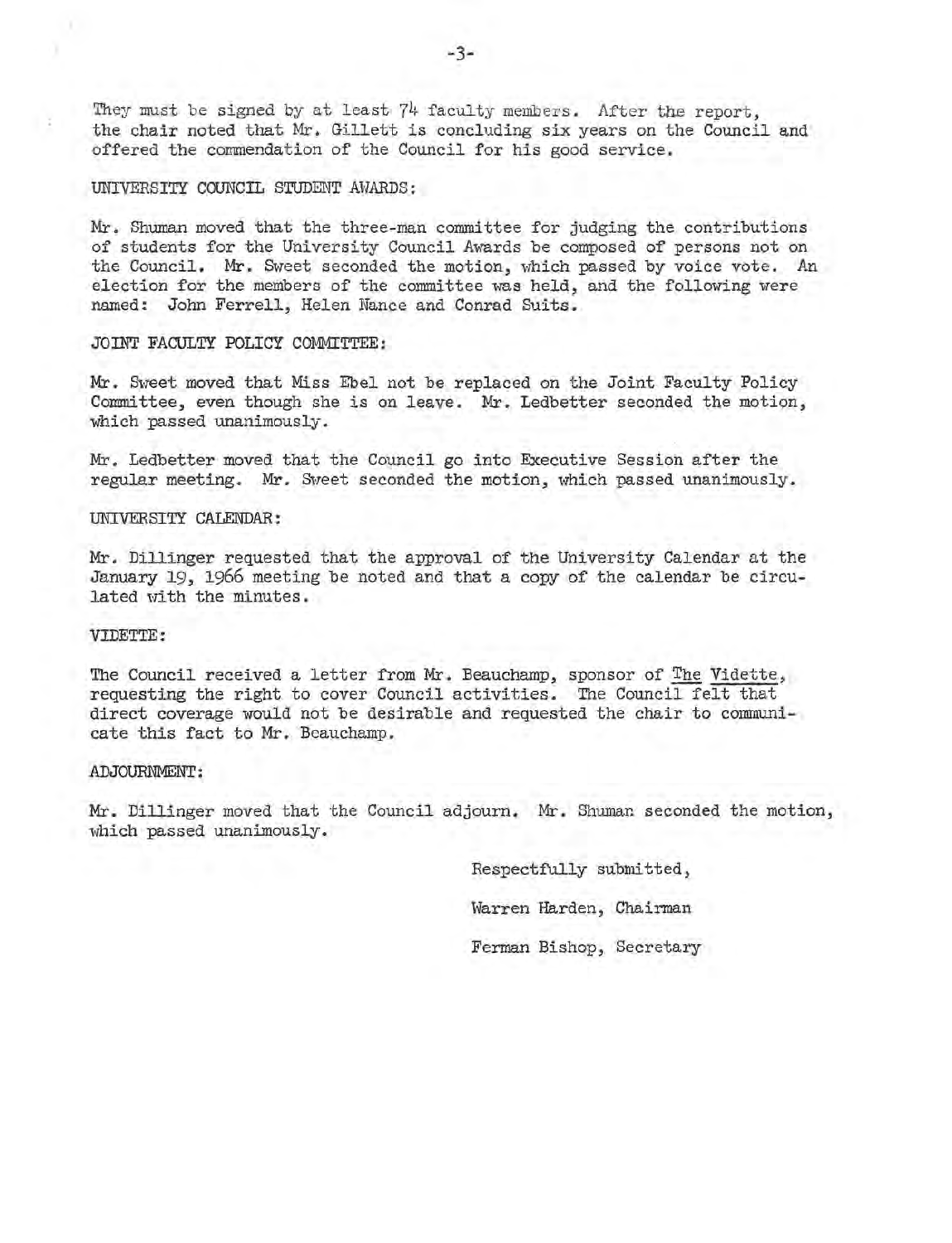They must be signed by at least 74 faculty members. After the report, the chair noted that Mr. Gillett is concluding six years on the Council and offered the commendation of the Council for his good service.

UNIVERSITY COUNCIL STUDENT AWARDS:

Mr. Shuman moved that the three-man committee for judging the contributions of students for the University Council Awards be composed of persons not on the Council. Mr. Sweet seconded the motion, which passed by voice vote. An election for the members of the committee was held, and the following were named: John Ferrell, Helen Nance and Conrad Suits.

JOINT FACULTY POLICY COMMITTEE:

Mr. Sweet moved that Miss Ebel not be replaced on the Joint Faculty Policy Committee, even though she is on leave. Mr. Ledbetter seconded the motion, which passed unanimously.

Mr. Ledbetter moved that the Council go into Executive Session after the regular meeting. Mr. Sweet seconded the motion, which passed unanimously.

UNIVERSITY CALENDAR:

Mr. Dillinger requested that the approval of the University Calendar at the January 19, 1966 meeting be noted and that a copy of the calendar be circulated with the minutes.

VIDETTE:

The Council received a letter from Mr. Beauchamp, sponsor of The Vidette, requesting the right to cover Council activities. The Council felt that direct coverage would not be desirable and requested the chair to communicate this fact to Mr. Beauchamp.

ADJOURNMENT:

Mr. Dillinger moved that the Council adjourn. Mr. Shuman seconded the motion, which passed unanimously.

Respectfully submitted,

Warren Harden, Chairman

Ferman Bishop, Secretary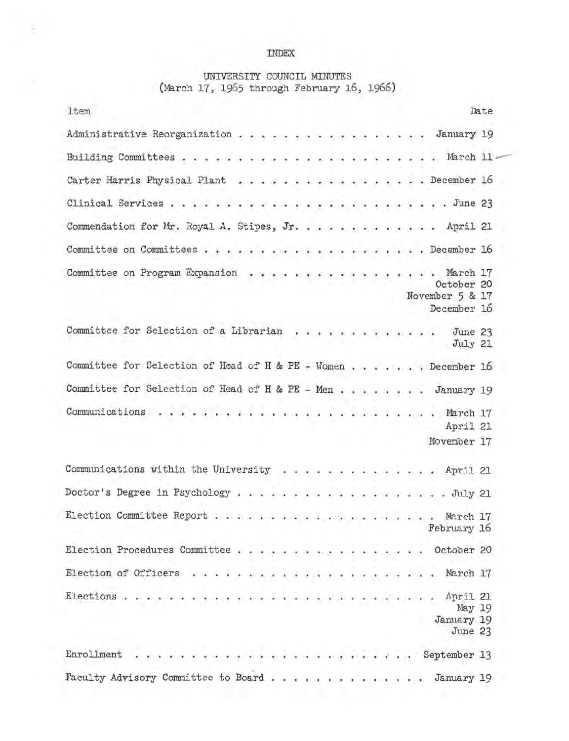# INDEX

## UNIVERSITY COUNCIL MINUTES
(March 17, 1965 through February 16, 1966)

| Item | Date |
|---|---|
| Administrative Reorganization | January 19 |
| Building Committees | March 11 |
| Carter Harris Physical Plant | December 16 |
| Clinical Services | June 23 |
| Commendation for Mr. Royal A. Stipes, Jr. | April 21 |
| Committee on Committees | December 16 |
| Committee on Program Expansion | March 17<br>October 20<br>November 5 & 17<br>December 16 |
| Committee for Selection of a Librarian | June 23<br>July 21 |
| Committee for Selection of Head of H & PE - Women | December 16 |
| Committee for Selection of Head of H & PE - Men | January 19 |
| Communications | March 17<br>April 21<br>November 17 |
| Communications within the University | April 21 |
| Doctor's Degree in Psychology | July 21 |
| Election Committee Report | March 17<br>February 16 |
| Election Procedures Committee | October 20 |
| Election of Officers | March 17 |
| Elections | April 21<br>May 19<br>January 19<br>June 23 |
| Enrollment | September 13 |
| Faculty Advisory Committee to Board | January 19 |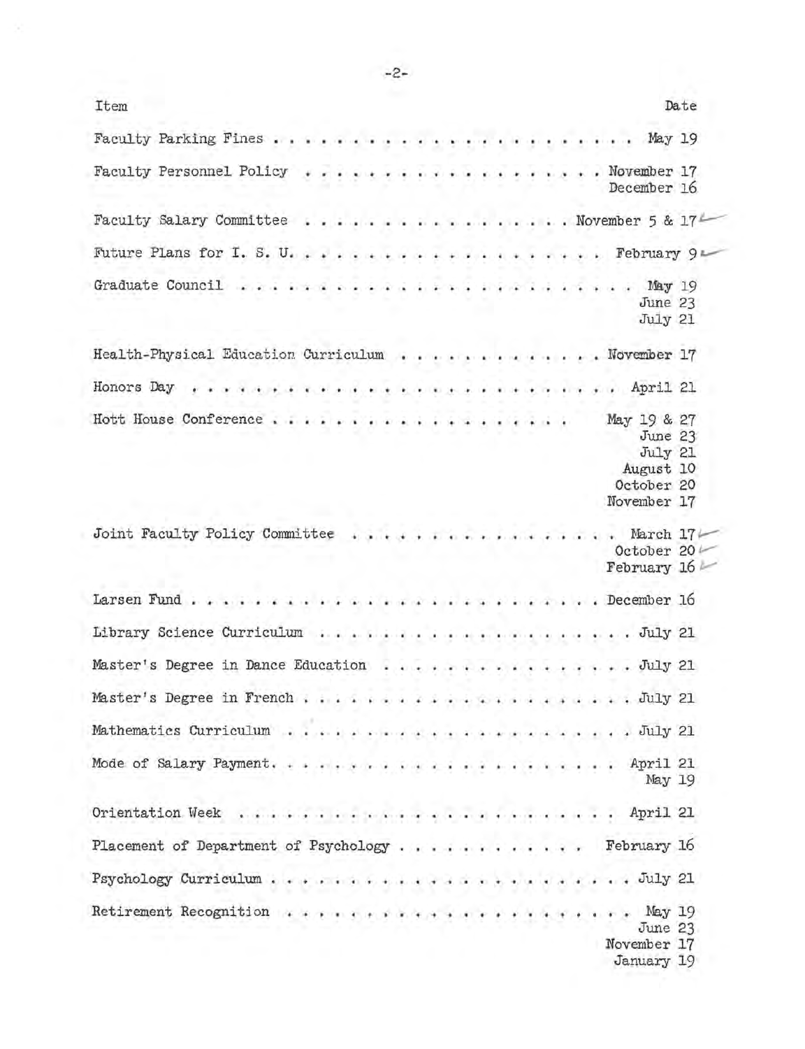| Item | Date |
| --- | --- |
| Faculty Parking Fines | May 19 |
| Faculty Personnel Policy | November 17<br>December 16 |
| Faculty Salary Committee | November 5 & 17 |
| Future Plans for I. S. U. | February 9 |
| Graduate Council | May 19<br>June 23<br>July 21 |
| Health-Physical Education Curriculum | November 17 |
| Honors Day | April 21 |
| Hott House Conference | May 19 & 27<br>June 23<br>July 21<br>August 10<br>October 20<br>November 17 |
| Joint Faculty Policy Committee | March 17<br>October 20<br>February 16 |
| Larsen Fund | December 16 |
| Library Science Curriculum | July 21 |
| Master's Degree in Dance Education | July 21 |
| Master's Degree in French | July 21 |
| Mathematics Curriculum | July 21 |
| Mode of Salary Payment | April 21<br>May 19 |
| Orientation Week | April 21 |
| Placement of Department of Psychology | February 16 |
| Psychology Curriculum | July 21 |
| Retirement Recognition | May 19<br>June 23<br>November 17<br>January 19 |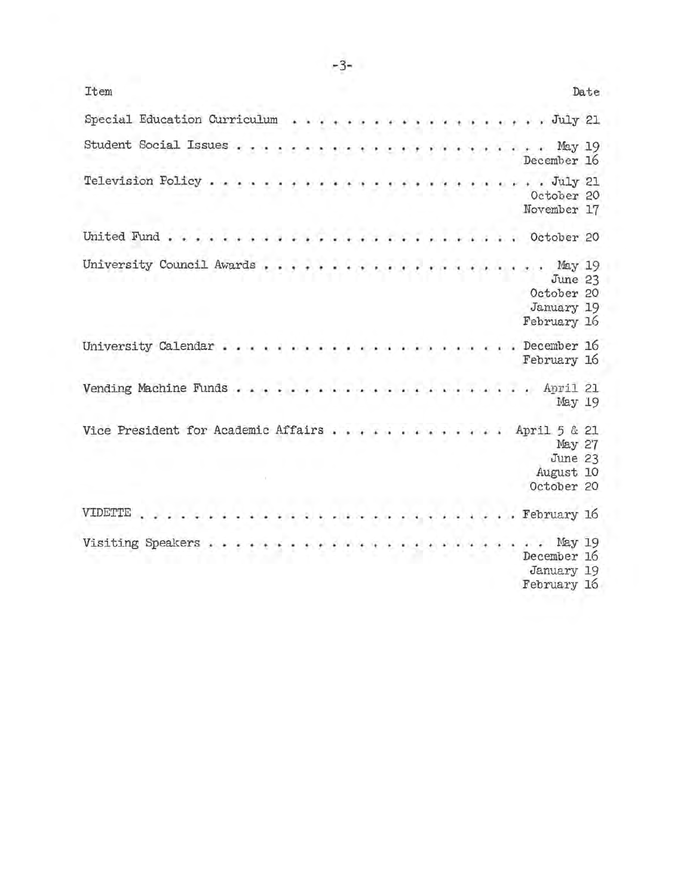| Item | Date |
| --- | --- |
| Special Education Curriculum | July 21 |
| Student Social Issues | May 19<br>December 16 |
| Television Policy | July 21<br>October 20<br>November 17 |
| United Fund | October 20 |
| University Council Awards | May 19<br>June 23<br>October 20<br>January 19<br>February 16 |
| University Calendar | December 16<br>February 16 |
| Vending Machine Funds | April 21<br>May 19 |
| Vice President for Academic Affairs | April 5 & 21<br>May 27<br>June 23<br>August 10<br>October 20 |
| VIDETTE | February 16 |
| Visiting Speakers | May 19<br>December 16<br>January 19<br>February 16 |